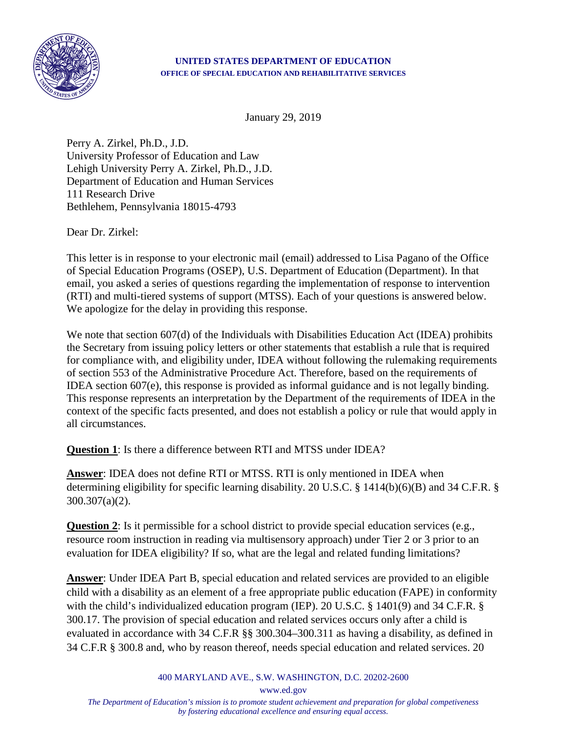**UNITED STATES DEPARTMENT OF EDUCATION**
**OFFICE OF SPECIAL EDUCATION AND REHABILITATIVE SERVICES**

January 29, 2019

Perry A. Zirkel, Ph.D., J.D.
University Professor of Education and Law
Lehigh University Perry A. Zirkel, Ph.D., J.D.
Department of Education and Human Services
111 Research Drive
Bethlehem, Pennsylvania 18015-4793

Dear Dr. Zirkel:

This letter is in response to your electronic mail (email) addressed to Lisa Pagano of the Office of Special Education Programs (OSEP), U.S. Department of Education (Department). In that email, you asked a series of questions regarding the implementation of response to intervention (RTI) and multi-tiered systems of support (MTSS). Each of your questions is answered below. We apologize for the delay in providing this response.

We note that section 607(d) of the Individuals with Disabilities Education Act (IDEA) prohibits the Secretary from issuing policy letters or other statements that establish a rule that is required for compliance with, and eligibility under, IDEA without following the rulemaking requirements of section 553 of the Administrative Procedure Act. Therefore, based on the requirements of IDEA section 607(e), this response is provided as informal guidance and is not legally binding. This response represents an interpretation by the Department of the requirements of IDEA in the context of the specific facts presented, and does not establish a policy or rule that would apply in all circumstances.

**Question 1**: Is there a difference between RTI and MTSS under IDEA?

**Answer**: IDEA does not define RTI or MTSS. RTI is only mentioned in IDEA when determining eligibility for specific learning disability. 20 U.S.C. § 1414(b)(6)(B) and 34 C.F.R. § 300.307(a)(2).

**Question 2**: Is it permissible for a school district to provide special education services (e.g., resource room instruction in reading via multisensory approach) under Tier 2 or 3 prior to an evaluation for IDEA eligibility? If so, what are the legal and related funding limitations?

**Answer**: Under IDEA Part B, special education and related services are provided to an eligible child with a disability as an element of a free appropriate public education (FAPE) in conformity with the child's individualized education program (IEP). 20 U.S.C. § 1401(9) and 34 C.F.R. § 300.17. The provision of special education and related services occurs only after a child is evaluated in accordance with 34 C.F.R §§ 300.304–300.311 as having a disability, as defined in 34 C.F.R § 300.8 and, who by reason thereof, needs special education and related services. 20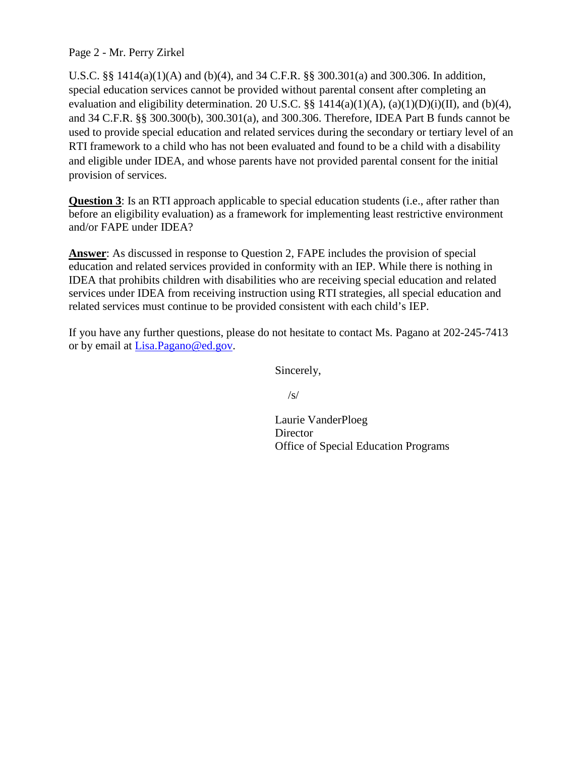U.S.C. §§ 1414(a)(1)(A) and (b)(4), and 34 C.F.R. §§ 300.301(a) and 300.306. In addition, special education services cannot be provided without parental consent after completing an evaluation and eligibility determination. 20 U.S.C. §§ 1414(a)(1)(A), (a)(1)(D)(i)(II), and (b)(4), and 34 C.F.R. §§ 300.300(b), 300.301(a), and 300.306. Therefore, IDEA Part B funds cannot be used to provide special education and related services during the secondary or tertiary level of an RTI framework to a child who has not been evaluated and found to be a child with a disability and eligible under IDEA, and whose parents have not provided parental consent for the initial provision of services.

**Question 3**: Is an RTI approach applicable to special education students (i.e., after rather than before an eligibility evaluation) as a framework for implementing least restrictive environment and/or FAPE under IDEA?

**Answer**: As discussed in response to Question 2, FAPE includes the provision of special education and related services provided in conformity with an IEP. While there is nothing in IDEA that prohibits children with disabilities who are receiving special education and related services under IDEA from receiving instruction using RTI strategies, all special education and related services must continue to be provided consistent with each child's IEP.

If you have any further questions, please do not hesitate to contact Ms. Pagano at 202-245-7413 or by email at Lisa.Pagano@ed.gov.

Sincerely,

/s/

Laurie VanderPloeg
Director
Office of Special Education Programs